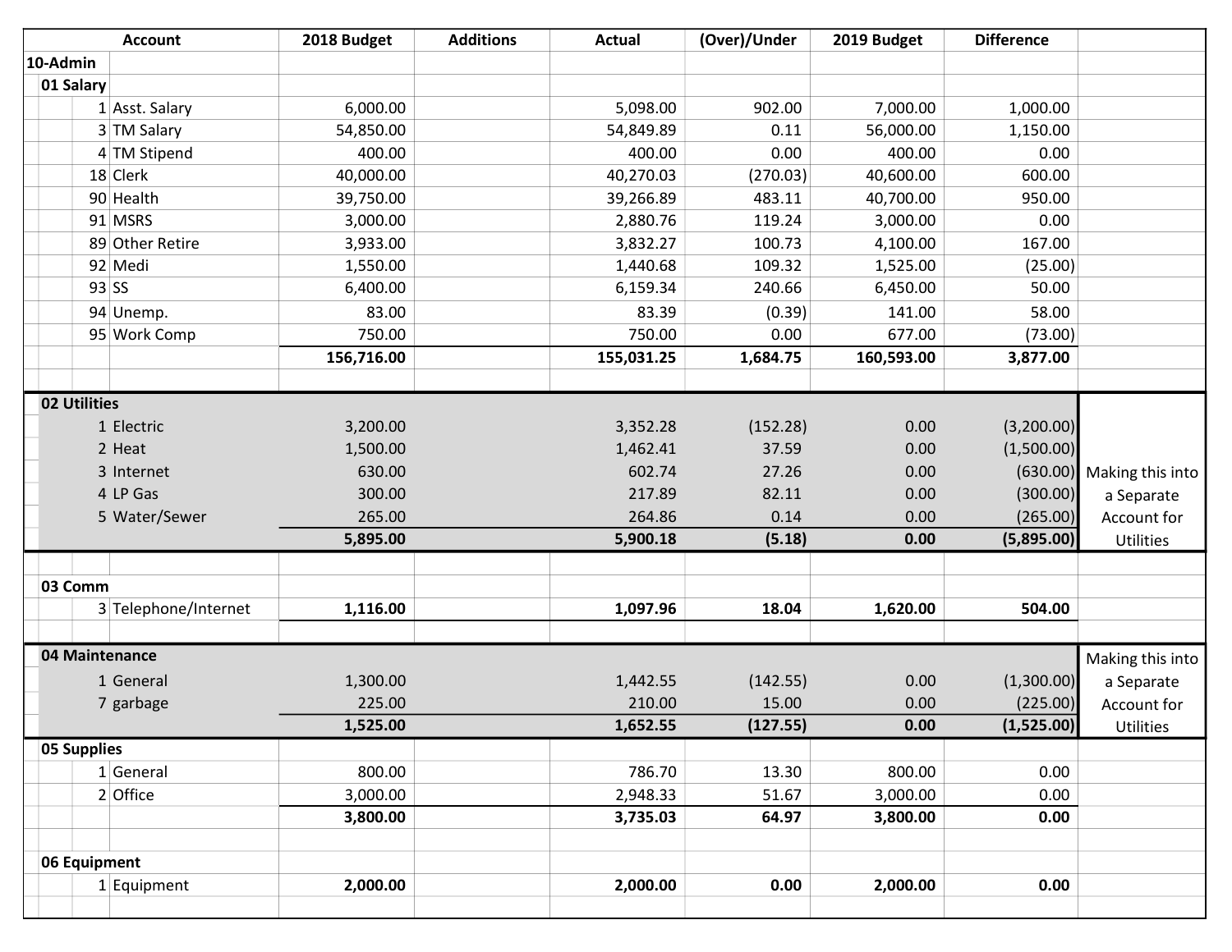| Account | 2018 Budget | Additions | Actual | (Over)/Under | 2019 Budget | Difference | |
|---|---|---|---|---|---|---|---|
| **10-Admin** | | | | | | | |
| **01 Salary** | | | | | | | |
| 1 Asst. Salary | 6,000.00 | | 5,098.00 | 902.00 | 7,000.00 | 1,000.00 | |
| 3 TM Salary | 54,850.00 | | 54,849.89 | 0.11 | 56,000.00 | 1,150.00 | |
| 4 TM Stipend | 400.00 | | 400.00 | 0.00 | 400.00 | 0.00 | |
| 18 Clerk | 40,000.00 | | 40,270.03 | (270.03) | 40,600.00 | 600.00 | |
| 90 Health | 39,750.00 | | 39,266.89 | 483.11 | 40,700.00 | 950.00 | |
| 91 MSRS | 3,000.00 | | 2,880.76 | 119.24 | 3,000.00 | 0.00 | |
| 89 Other Retire | 3,933.00 | | 3,832.27 | 100.73 | 4,100.00 | 167.00 | |
| 92 Medi | 1,550.00 | | 1,440.68 | 109.32 | 1,525.00 | (25.00) | |
| 93 SS | 6,400.00 | | 6,159.34 | 240.66 | 6,450.00 | 50.00 | |
| 94 Unemp. | 83.00 | | 83.39 | (0.39) | 141.00 | 58.00 | |
| 95 Work Comp | 750.00 | | 750.00 | 0.00 | 677.00 | (73.00) | |
| | **156,716.00** | | **155,031.25** | **1,684.75** | **160,593.00** | **3,877.00** | |
| | | | | | | | |
| **02 Utilities** | | | | | | | |
| 1 Electric | 3,200.00 | | 3,352.28 | (152.28) | 0.00 | (3,200.00) | |
| 2 Heat | 1,500.00 | | 1,462.41 | 37.59 | 0.00 | (1,500.00) | |
| 3 Internet | 630.00 | | 602.74 | 27.26 | 0.00 | (630.00) | Making this into a Separate Account for Utilities |
| 4 LP Gas | 300.00 | | 217.89 | 82.11 | 0.00 | (300.00) | |
| 5 Water/Sewer | 265.00 | | 264.86 | 0.14 | 0.00 | (265.00) | |
| | **5,895.00** | | **5,900.18** | **(5.18)** | **0.00** | **(5,895.00)** | |
| | | | | | | | |
| **03 Comm** | | | | | | | |
| 3 Telephone/Internet | **1,116.00** | | **1,097.96** | **18.04** | **1,620.00** | **504.00** | |
| | | | | | | | |
| **04 Maintenance** | | | | | | | Making this into a Separate Account for Utilities |
| 1 General | 1,300.00 | | 1,442.55 | (142.55) | 0.00 | (1,300.00) | |
| 7 garbage | 225.00 | | 210.00 | 15.00 | 0.00 | (225.00) | |
| | **1,525.00** | | **1,652.55** | **(127.55)** | **0.00** | **(1,525.00)** | |
| **05 Supplies** | | | | | | | |
| 1 General | 800.00 | | 786.70 | 13.30 | 800.00 | 0.00 | |
| 2 Office | 3,000.00 | | 2,948.33 | 51.67 | 3,000.00 | 0.00 | |
| | **3,800.00** | | **3,735.03** | **64.97** | **3,800.00** | **0.00** | |
| | | | | | | | |
| **06 Equipment** | | | | | | | |
| 1 Equipment | **2,000.00** | | **2,000.00** | **0.00** | **2,000.00** | **0.00** | |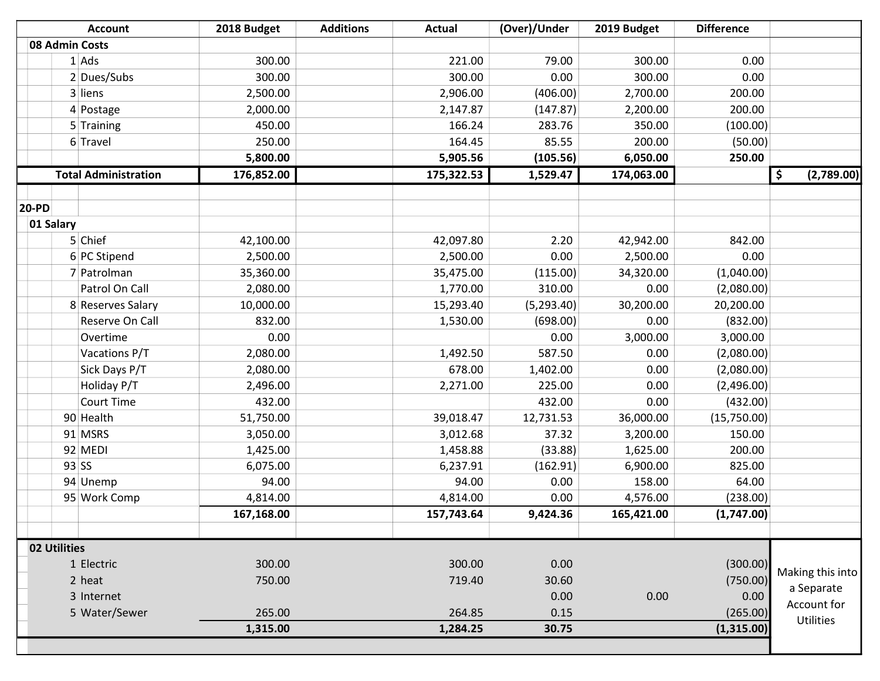| Account | | | 2018 Budget | Additions | Actual | (Over)/Under | 2019 Budget | Difference | |
|---|---|---|---|---|---|---|---|---|---|
| **08 Admin Costs** | | | | | | | | | |
| | 1 | Ads | 300.00 | | 221.00 | 79.00 | 300.00 | 0.00 | |
| | 2 | Dues/Subs | 300.00 | | 300.00 | 0.00 | 300.00 | 0.00 | |
| | 3 | liens | 2,500.00 | | 2,906.00 | (406.00) | 2,700.00 | 200.00 | |
| | 4 | Postage | 2,000.00 | | 2,147.87 | (147.87) | 2,200.00 | 200.00 | |
| | 5 | Training | 450.00 | | 166.24 | 283.76 | 350.00 | (100.00) | |
| | 6 | Travel | 250.00 | | 164.45 | 85.55 | 200.00 | (50.00) | |
| | | | **5,800.00** | | **5,905.56** | **(105.56)** | **6,050.00** | **250.00** | |
| **Total Administration** | | | **176,852.00** | | **175,322.53** | **1,529.47** | **174,063.00** | | **$ (2,789.00)** |
| | | | | | | | | | |
| **20-PD** | | | | | | | | | |
| **01 Salary** | | | | | | | | | |
| | 5 | Chief | 42,100.00 | | 42,097.80 | 2.20 | 42,942.00 | 842.00 | |
| | 6 | PC Stipend | 2,500.00 | | 2,500.00 | 0.00 | 2,500.00 | 0.00 | |
| | 7 | Patrolman | 35,360.00 | | 35,475.00 | (115.00) | 34,320.00 | (1,040.00) | |
| | | Patrol On Call | 2,080.00 | | 1,770.00 | 310.00 | 0.00 | (2,080.00) | |
| | 8 | Reserves Salary | 10,000.00 | | 15,293.40 | (5,293.40) | 30,200.00 | 20,200.00 | |
| | | Reserve On Call | 832.00 | | 1,530.00 | (698.00) | 0.00 | (832.00) | |
| | | Overtime | 0.00 | | | 0.00 | 3,000.00 | 3,000.00 | |
| | | Vacations P/T | 2,080.00 | | 1,492.50 | 587.50 | 0.00 | (2,080.00) | |
| | | Sick Days P/T | 2,080.00 | | 678.00 | 1,402.00 | 0.00 | (2,080.00) | |
| | | Holiday P/T | 2,496.00 | | 2,271.00 | 225.00 | 0.00 | (2,496.00) | |
| | | Court Time | 432.00 | | | 432.00 | 0.00 | (432.00) | |
| | 90 | Health | 51,750.00 | | 39,018.47 | 12,731.53 | 36,000.00 | (15,750.00) | |
| | 91 | MSRS | 3,050.00 | | 3,012.68 | 37.32 | 3,200.00 | 150.00 | |
| | 92 | MEDI | 1,425.00 | | 1,458.88 | (33.88) | 1,625.00 | 200.00 | |
| | 93 | SS | 6,075.00 | | 6,237.91 | (162.91) | 6,900.00 | 825.00 | |
| | 94 | Unemp | 94.00 | | 94.00 | 0.00 | 158.00 | 64.00 | |
| | 95 | Work Comp | 4,814.00 | | 4,814.00 | 0.00 | 4,576.00 | (238.00) | |
| | | | **167,168.00** | | **157,743.64** | **9,424.36** | **165,421.00** | **(1,747.00)** | |
| | | | | | | | | | |
| **02 Utilities** | | | | | | | | | Making this into a Separate Account for Utilities |
| | 1 | Electric | 300.00 | | 300.00 | 0.00 | | (300.00) | |
| | 2 | heat | 750.00 | | 719.40 | 30.60 | | (750.00) | |
| | 3 | Internet | | | | 0.00 | 0.00 | 0.00 | |
| | 5 | Water/Sewer | 265.00 | | 264.85 | 0.15 | | (265.00) | |
| | | | **1,315.00** | | **1,284.25** | **30.75** | | **(1,315.00)** | |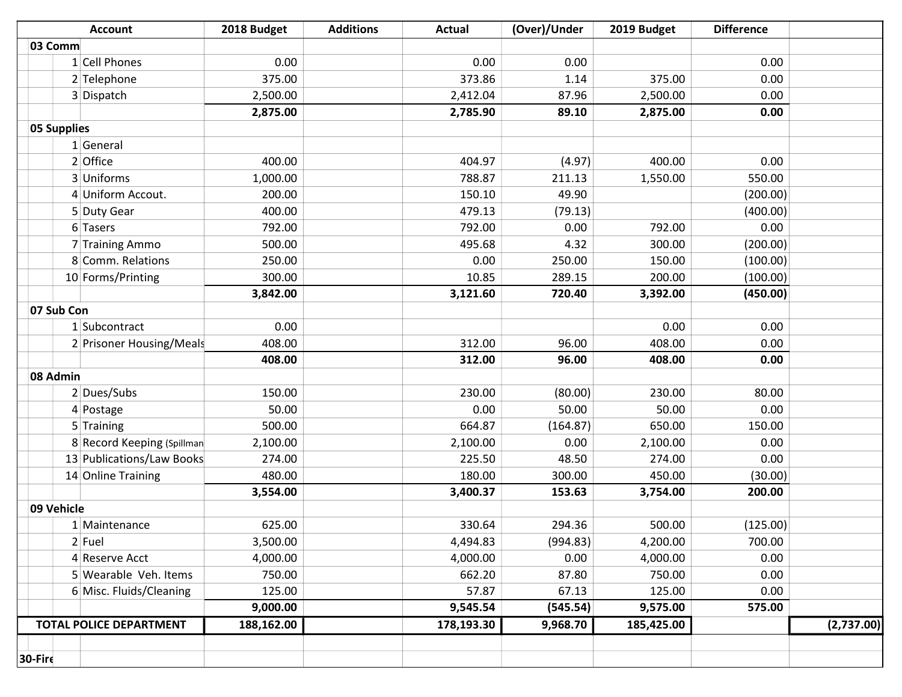| Account | | 2018 Budget | Additions | Actual | (Over)/Under | 2019 Budget | Difference | |
|---|---|---|---|---|---|---|---|---|
| **03 Comm** | | | | | | | | |
| 1 | Cell Phones | 0.00 | | 0.00 | 0.00 | | 0.00 | |
| 2 | Telephone | 375.00 | | 373.86 | 1.14 | 375.00 | 0.00 | |
| 3 | Dispatch | 2,500.00 | | 2,412.04 | 87.96 | 2,500.00 | 0.00 | |
| | | **2,875.00** | | **2,785.90** | **89.10** | **2,875.00** | **0.00** | |
| **05 Supplies** | | | | | | | | |
| 1 | General | | | | | | | |
| 2 | Office | 400.00 | | 404.97 | (4.97) | 400.00 | 0.00 | |
| 3 | Uniforms | 1,000.00 | | 788.87 | 211.13 | 1,550.00 | 550.00 | |
| 4 | Uniform Accout. | 200.00 | | 150.10 | 49.90 | | (200.00) | |
| 5 | Duty Gear | 400.00 | | 479.13 | (79.13) | | (400.00) | |
| 6 | Tasers | 792.00 | | 792.00 | 0.00 | 792.00 | 0.00 | |
| 7 | Training Ammo | 500.00 | | 495.68 | 4.32 | 300.00 | (200.00) | |
| 8 | Comm. Relations | 250.00 | | 0.00 | 250.00 | 150.00 | (100.00) | |
| 10 | Forms/Printing | 300.00 | | 10.85 | 289.15 | 200.00 | (100.00) | |
| | | **3,842.00** | | **3,121.60** | **720.40** | **3,392.00** | **(450.00)** | |
| **07 Sub Con** | | | | | | | | |
| 1 | Subcontract | 0.00 | | | | 0.00 | 0.00 | |
| 2 | Prisoner Housing/Meals | 408.00 | | 312.00 | 96.00 | 408.00 | 0.00 | |
| | | **408.00** | | **312.00** | **96.00** | **408.00** | **0.00** | |
| **08 Admin** | | | | | | | | |
| 2 | Dues/Subs | 150.00 | | 230.00 | (80.00) | 230.00 | 80.00 | |
| 4 | Postage | 50.00 | | 0.00 | 50.00 | 50.00 | 0.00 | |
| 5 | Training | 500.00 | | 664.87 | (164.87) | 650.00 | 150.00 | |
| 8 | Record Keeping (Spillman | 2,100.00 | | 2,100.00 | 0.00 | 2,100.00 | 0.00 | |
| 13 | Publications/Law Books | 274.00 | | 225.50 | 48.50 | 274.00 | 0.00 | |
| 14 | Online Training | 480.00 | | 180.00 | 300.00 | 450.00 | (30.00) | |
| | | **3,554.00** | | **3,400.37** | **153.63** | **3,754.00** | **200.00** | |
| **09 Vehicle** | | | | | | | | |
| 1 | Maintenance | 625.00 | | 330.64 | 294.36 | 500.00 | (125.00) | |
| 2 | Fuel | 3,500.00 | | 4,494.83 | (994.83) | 4,200.00 | 700.00 | |
| 4 | Reserve Acct | 4,000.00 | | 4,000.00 | 0.00 | 4,000.00 | 0.00 | |
| 5 | Wearable Veh. Items | 750.00 | | 662.20 | 87.80 | 750.00 | 0.00 | |
| 6 | Misc. Fluids/Cleaning | 125.00 | | 57.87 | 67.13 | 125.00 | 0.00 | |
| | | **9,000.00** | | **9,545.54** | **(545.54)** | **9,575.00** | **575.00** | |
| **TOTAL POLICE DEPARTMENT** | | **188,162.00** | | **178,193.30** | **9,968.70** | **185,425.00** | | **(2,737.00)** |
| | | | | | | | | |
| **30-Fire** | | | | | | | | |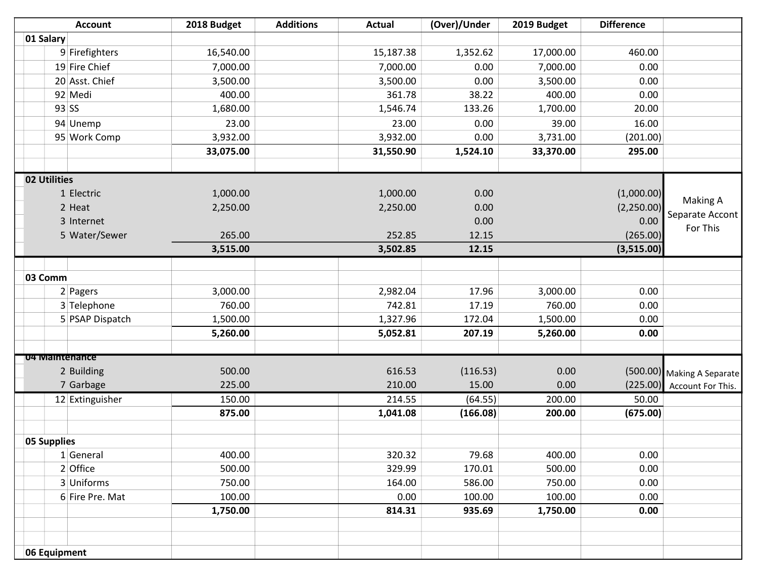| Account | | | 2018 Budget | Additions | Actual | (Over)/Under | 2019 Budget | Difference | |
|---|---|---|---|---|---|---|---|---|---|
| 01 Salary | | | | | | | | | |
| | 9 | Firefighters | 16,540.00 | | 15,187.38 | 1,352.62 | 17,000.00 | 460.00 | |
| | 19 | Fire Chief | 7,000.00 | | 7,000.00 | 0.00 | 7,000.00 | 0.00 | |
| | 20 | Asst. Chief | 3,500.00 | | 3,500.00 | 0.00 | 3,500.00 | 0.00 | |
| | 92 | Medi | 400.00 | | 361.78 | 38.22 | 400.00 | 0.00 | |
| | 93 | SS | 1,680.00 | | 1,546.74 | 133.26 | 1,700.00 | 20.00 | |
| | 94 | Unemp | 23.00 | | 23.00 | 0.00 | 39.00 | 16.00 | |
| | 95 | Work Comp | 3,932.00 | | 3,932.00 | 0.00 | 3,731.00 | (201.00) | |
| | | | **33,075.00** | | **31,550.90** | **1,524.10** | **33,370.00** | **295.00** | |
| | | | | | | | | | |
| 02 Utilities | | | | | | | | | Making A Separate Accont For This |
| | 1 | Electric | 1,000.00 | | 1,000.00 | 0.00 | | (1,000.00) | |
| | 2 | Heat | 2,250.00 | | 2,250.00 | 0.00 | | (2,250.00) | |
| | 3 | Internet | | | | 0.00 | | 0.00 | |
| | 5 | Water/Sewer | 265.00 | | 252.85 | 12.15 | | (265.00) | |
| | | | **3,515.00** | | **3,502.85** | **12.15** | | **(3,515.00)** | |
| | | | | | | | | | |
| 03 Comm | | | | | | | | | |
| | 2 | Pagers | 3,000.00 | | 2,982.04 | 17.96 | 3,000.00 | 0.00 | |
| | 3 | Telephone | 760.00 | | 742.81 | 17.19 | 760.00 | 0.00 | |
| | 5 | PSAP Dispatch | 1,500.00 | | 1,327.96 | 172.04 | 1,500.00 | 0.00 | |
| | | | **5,260.00** | | **5,052.81** | **207.19** | **5,260.00** | **0.00** | |
| | | | | | | | | | |
| 04 Maintenance | | | | | | | | | Making A Separate Account For This. |
| | 2 | Building | 500.00 | | 616.53 | (116.53) | 0.00 | (500.00) | |
| | 7 | Garbage | 225.00 | | 210.00 | 15.00 | 0.00 | (225.00) | |
| | 12 | Extinguisher | 150.00 | | 214.55 | (64.55) | 200.00 | 50.00 | |
| | | | **875.00** | | **1,041.08** | **(166.08)** | **200.00** | **(675.00)** | |
| | | | | | | | | | |
| 05 Supplies | | | | | | | | | |
| | 1 | General | 400.00 | | 320.32 | 79.68 | 400.00 | 0.00 | |
| | 2 | Office | 500.00 | | 329.99 | 170.01 | 500.00 | 0.00 | |
| | 3 | Uniforms | 750.00 | | 164.00 | 586.00 | 750.00 | 0.00 | |
| | 6 | Fire Pre. Mat | 100.00 | | 0.00 | 100.00 | 100.00 | 0.00 | |
| | | | **1,750.00** | | **814.31** | **935.69** | **1,750.00** | **0.00** | |
| | | | | | | | | | |
| 06 Equipment | | | | | | | | | |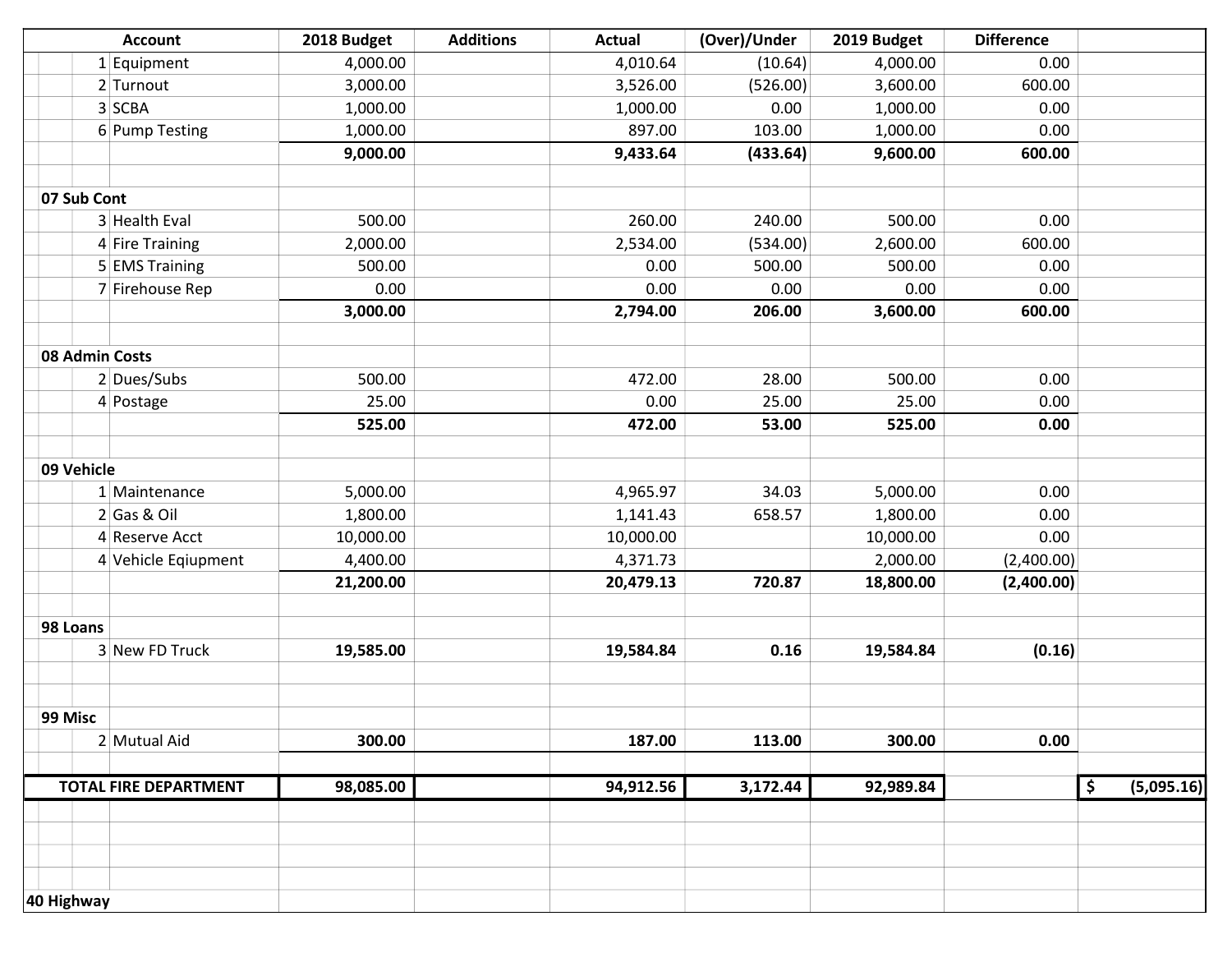| Account | | 2018 Budget | Additions | Actual | (Over)/Under | 2019 Budget | Difference | |
|---|---|---|---|---|---|---|---|---|
| 1 | Equipment | 4,000.00 | | 4,010.64 | (10.64) | 4,000.00 | 0.00 | |
| 2 | Turnout | 3,000.00 | | 3,526.00 | (526.00) | 3,600.00 | 600.00 | |
| 3 | SCBA | 1,000.00 | | 1,000.00 | 0.00 | 1,000.00 | 0.00 | |
| 6 | Pump Testing | 1,000.00 | | 897.00 | 103.00 | 1,000.00 | 0.00 | |
| | | **9,000.00** | | **9,433.64** | **(433.64)** | **9,600.00** | **600.00** | |
| | | | | | | | | |
| **07 Sub Cont** | | | | | | | | |
| 3 | Health Eval | 500.00 | | 260.00 | 240.00 | 500.00 | 0.00 | |
| 4 | Fire Training | 2,000.00 | | 2,534.00 | (534.00) | 2,600.00 | 600.00 | |
| 5 | EMS Training | 500.00 | | 0.00 | 500.00 | 500.00 | 0.00 | |
| 7 | Firehouse Rep | 0.00 | | 0.00 | 0.00 | 0.00 | 0.00 | |
| | | **3,000.00** | | **2,794.00** | **206.00** | **3,600.00** | **600.00** | |
| | | | | | | | | |
| **08 Admin Costs** | | | | | | | | |
| 2 | Dues/Subs | 500.00 | | 472.00 | 28.00 | 500.00 | 0.00 | |
| 4 | Postage | 25.00 | | 0.00 | 25.00 | 25.00 | 0.00 | |
| | | **525.00** | | **472.00** | **53.00** | **525.00** | **0.00** | |
| | | | | | | | | |
| **09 Vehicle** | | | | | | | | |
| 1 | Maintenance | 5,000.00 | | 4,965.97 | 34.03 | 5,000.00 | 0.00 | |
| 2 | Gas & Oil | 1,800.00 | | 1,141.43 | 658.57 | 1,800.00 | 0.00 | |
| 4 | Reserve Acct | 10,000.00 | | 10,000.00 | | 10,000.00 | 0.00 | |
| 4 | Vehicle Eqiupment | 4,400.00 | | 4,371.73 | | 2,000.00 | (2,400.00) | |
| | | **21,200.00** | | **20,479.13** | **720.87** | **18,800.00** | **(2,400.00)** | |
| | | | | | | | | |
| **98 Loans** | | | | | | | | |
| 3 | New FD Truck | **19,585.00** | | **19,584.84** | **0.16** | **19,584.84** | **(0.16)** | |
| | | | | | | | | |
| **99 Misc** | | | | | | | | |
| 2 | Mutual Aid | **300.00** | | **187.00** | **113.00** | **300.00** | **0.00** | |
| | | | | | | | | |
| **TOTAL FIRE DEPARTMENT** | | **98,085.00** | | **94,912.56** | **3,172.44** | **92,989.84** | | **$ (5,095.16)** |
| | | | | | | | | |
| **40 Highway** | | | | | | | | |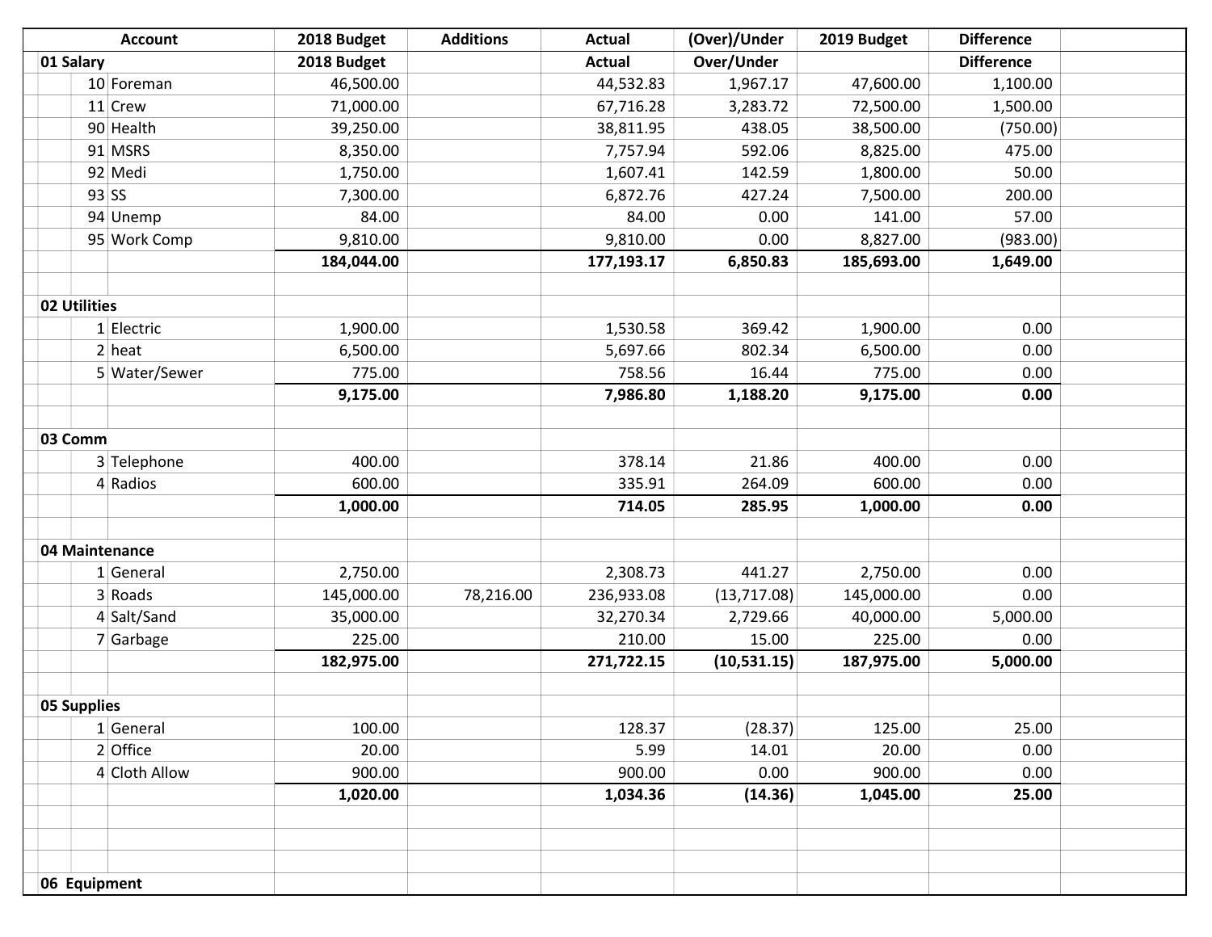| Account | | 2018 Budget | Additions | Actual | (Over)/Under | 2019 Budget | Difference |
|---|---|---|---|---|---|---|---|
| **01 Salary** | | **2018 Budget** | | **Actual** | **Over/Under** | | **Difference** |
| 10 | Foreman | 46,500.00 | | 44,532.83 | 1,967.17 | 47,600.00 | 1,100.00 |
| 11 | Crew | 71,000.00 | | 67,716.28 | 3,283.72 | 72,500.00 | 1,500.00 |
| 90 | Health | 39,250.00 | | 38,811.95 | 438.05 | 38,500.00 | (750.00) |
| 91 | MSRS | 8,350.00 | | 7,757.94 | 592.06 | 8,825.00 | 475.00 |
| 92 | Medi | 1,750.00 | | 1,607.41 | 142.59 | 1,800.00 | 50.00 |
| 93 | SS | 7,300.00 | | 6,872.76 | 427.24 | 7,500.00 | 200.00 |
| 94 | Unemp | 84.00 | | 84.00 | 0.00 | 141.00 | 57.00 |
| 95 | Work Comp | 9,810.00 | | 9,810.00 | 0.00 | 8,827.00 | (983.00) |
| | | **184,044.00** | | **177,193.17** | **6,850.83** | **185,693.00** | **1,649.00** |
| | | | | | | | |
| **02 Utilities** | | | | | | | |
| 1 | Electric | 1,900.00 | | 1,530.58 | 369.42 | 1,900.00 | 0.00 |
| 2 | heat | 6,500.00 | | 5,697.66 | 802.34 | 6,500.00 | 0.00 |
| 5 | Water/Sewer | 775.00 | | 758.56 | 16.44 | 775.00 | 0.00 |
| | | **9,175.00** | | **7,986.80** | **1,188.20** | **9,175.00** | **0.00** |
| | | | | | | | |
| **03 Comm** | | | | | | | |
| 3 | Telephone | 400.00 | | 378.14 | 21.86 | 400.00 | 0.00 |
| 4 | Radios | 600.00 | | 335.91 | 264.09 | 600.00 | 0.00 |
| | | **1,000.00** | | **714.05** | **285.95** | **1,000.00** | **0.00** |
| | | | | | | | |
| **04 Maintenance** | | | | | | | |
| 1 | General | 2,750.00 | | 2,308.73 | 441.27 | 2,750.00 | 0.00 |
| 3 | Roads | 145,000.00 | 78,216.00 | 236,933.08 | (13,717.08) | 145,000.00 | 0.00 |
| 4 | Salt/Sand | 35,000.00 | | 32,270.34 | 2,729.66 | 40,000.00 | 5,000.00 |
| 7 | Garbage | 225.00 | | 210.00 | 15.00 | 225.00 | 0.00 |
| | | **182,975.00** | | **271,722.15** | **(10,531.15)** | **187,975.00** | **5,000.00** |
| | | | | | | | |
| **05 Supplies** | | | | | | | |
| 1 | General | 100.00 | | 128.37 | (28.37) | 125.00 | 25.00 |
| 2 | Office | 20.00 | | 5.99 | 14.01 | 20.00 | 0.00 |
| 4 | Cloth Allow | 900.00 | | 900.00 | 0.00 | 900.00 | 0.00 |
| | | **1,020.00** | | **1,034.36** | **(14.36)** | **1,045.00** | **25.00** |
| | | | | | | | |
| **06 Equipment** | | | | | | | |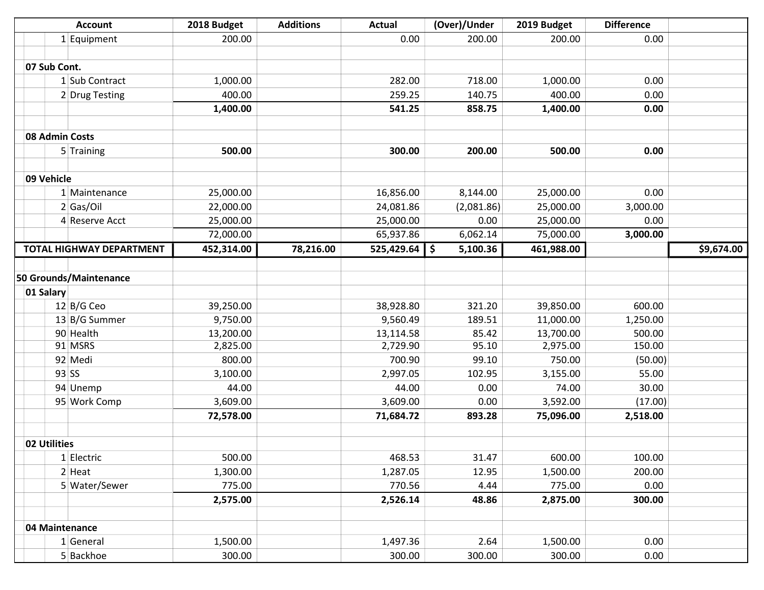| Account | | 2018 Budget | Additions | Actual | (Over)/Under | 2019 Budget | Difference | |
|---|---|---|---|---|---|---|---|---|
| 1 | Equipment | 200.00 | | 0.00 | 200.00 | 200.00 | 0.00 | |
| | | | | | | | | |
| **07 Sub Cont.** | | | | | | | | |
| 1 | Sub Contract | 1,000.00 | | 282.00 | 718.00 | 1,000.00 | 0.00 | |
| 2 | Drug Testing | 400.00 | | 259.25 | 140.75 | 400.00 | 0.00 | |
| | | **1,400.00** | | **541.25** | **858.75** | **1,400.00** | **0.00** | |
| | | | | | | | | |
| **08 Admin Costs** | | | | | | | | |
| 5 | Training | **500.00** | | **300.00** | **200.00** | **500.00** | **0.00** | |
| | | | | | | | | |
| **09 Vehicle** | | | | | | | | |
| 1 | Maintenance | 25,000.00 | | 16,856.00 | 8,144.00 | 25,000.00 | 0.00 | |
| 2 | Gas/Oil | 22,000.00 | | 24,081.86 | (2,081.86) | 25,000.00 | 3,000.00 | |
| 4 | Reserve Acct | 25,000.00 | | 25,000.00 | 0.00 | 25,000.00 | 0.00 | |
| | | 72,000.00 | | 65,937.86 | 6,062.14 | 75,000.00 | **3,000.00** | |
| **TOTAL HIGHWAY DEPARTMENT** | | **452,314.00** | **78,216.00** | **525,429.64** | **$ 5,100.36** | **461,988.00** | | **$9,674.00** |
| | | | | | | | | |
| **50 Grounds/Maintenance** | | | | | | | | |
| **01 Salary** | | | | | | | | |
| 12 | B/G Ceo | 39,250.00 | | 38,928.80 | 321.20 | 39,850.00 | 600.00 | |
| 13 | B/G Summer | 9,750.00 | | 9,560.49 | 189.51 | 11,000.00 | 1,250.00 | |
| 90 | Health | 13,200.00 | | 13,114.58 | 85.42 | 13,700.00 | 500.00 | |
| 91 | MSRS | 2,825.00 | | 2,729.90 | 95.10 | 2,975.00 | 150.00 | |
| 92 | Medi | 800.00 | | 700.90 | 99.10 | 750.00 | (50.00) | |
| 93 | SS | 3,100.00 | | 2,997.05 | 102.95 | 3,155.00 | 55.00 | |
| 94 | Unemp | 44.00 | | 44.00 | 0.00 | 74.00 | 30.00 | |
| 95 | Work Comp | 3,609.00 | | 3,609.00 | 0.00 | 3,592.00 | (17.00) | |
| | | **72,578.00** | | **71,684.72** | **893.28** | **75,096.00** | **2,518.00** | |
| | | | | | | | | |
| **02 Utilities** | | | | | | | | |
| 1 | Electric | 500.00 | | 468.53 | 31.47 | 600.00 | 100.00 | |
| 2 | Heat | 1,300.00 | | 1,287.05 | 12.95 | 1,500.00 | 200.00 | |
| 5 | Water/Sewer | 775.00 | | 770.56 | 4.44 | 775.00 | 0.00 | |
| | | **2,575.00** | | **2,526.14** | **48.86** | **2,875.00** | **300.00** | |
| | | | | | | | | |
| **04 Maintenance** | | | | | | | | |
| 1 | General | 1,500.00 | | 1,497.36 | 2.64 | 1,500.00 | 0.00 | |
| 5 | Backhoe | 300.00 | | 300.00 | 300.00 | 300.00 | 0.00 | |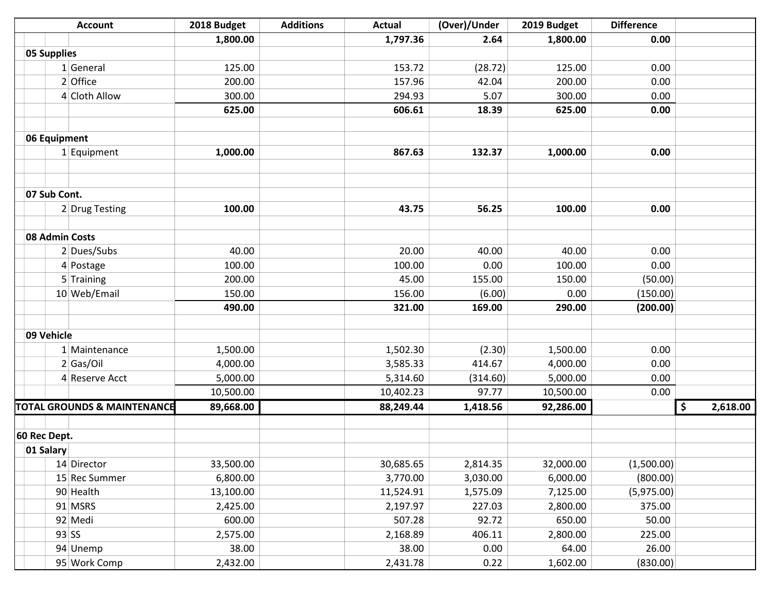| Account | | | 2018 Budget | Additions | Actual | (Over)/Under | 2019 Budget | Difference | |
|---|---|---|---|---|---|---|---|---|---|
| | | | **1,800.00** | | **1,797.36** | **2.64** | **1,800.00** | **0.00** | |
| **05 Supplies** | | | | | | | | | |
| | 1 | General | 125.00 | | 153.72 | (28.72) | 125.00 | 0.00 | |
| | 2 | Office | 200.00 | | 157.96 | 42.04 | 200.00 | 0.00 | |
| | 4 | Cloth Allow | 300.00 | | 294.93 | 5.07 | 300.00 | 0.00 | |
| | | | **625.00** | | **606.61** | **18.39** | **625.00** | **0.00** | |
| | | | | | | | | | |
| **06 Equipment** | | | | | | | | | |
| | 1 | Equipment | **1,000.00** | | **867.63** | **132.37** | **1,000.00** | **0.00** | |
| | | | | | | | | | |
| | | | | | | | | | |
| **07 Sub Cont.** | | | | | | | | | |
| | 2 | Drug Testing | **100.00** | | **43.75** | **56.25** | **100.00** | **0.00** | |
| | | | | | | | | | |
| **08 Admin Costs** | | | | | | | | | |
| | 2 | Dues/Subs | 40.00 | | 20.00 | 40.00 | 40.00 | 0.00 | |
| | 4 | Postage | 100.00 | | 100.00 | 0.00 | 100.00 | 0.00 | |
| | 5 | Training | 200.00 | | 45.00 | 155.00 | 150.00 | (50.00) | |
| | 10 | Web/Email | 150.00 | | 156.00 | (6.00) | 0.00 | (150.00) | |
| | | | **490.00** | | **321.00** | **169.00** | **290.00** | **(200.00)** | |
| | | | | | | | | | |
| **09 Vehicle** | | | | | | | | | |
| | 1 | Maintenance | 1,500.00 | | 1,502.30 | (2.30) | 1,500.00 | 0.00 | |
| | 2 | Gas/Oil | 4,000.00 | | 3,585.33 | 414.67 | 4,000.00 | 0.00 | |
| | 4 | Reserve Acct | 5,000.00 | | 5,314.60 | (314.60) | 5,000.00 | 0.00 | |
| | | | 10,500.00 | | 10,402.23 | 97.77 | 10,500.00 | 0.00 | |
| **TOTAL GROUNDS & MAINTENANCE** | | | **89,668.00** | | **88,249.44** | **1,418.56** | **92,286.00** | | **$ 2,618.00** |
| | | | | | | | | | |
| **60 Rec Dept.** | | | | | | | | | |
| **01 Salary** | | | | | | | | | |
| | 14 | Director | 33,500.00 | | 30,685.65 | 2,814.35 | 32,000.00 | (1,500.00) | |
| | 15 | Rec Summer | 6,800.00 | | 3,770.00 | 3,030.00 | 6,000.00 | (800.00) | |
| | 90 | Health | 13,100.00 | | 11,524.91 | 1,575.09 | 7,125.00 | (5,975.00) | |
| | 91 | MSRS | 2,425.00 | | 2,197.97 | 227.03 | 2,800.00 | 375.00 | |
| | 92 | Medi | 600.00 | | 507.28 | 92.72 | 650.00 | 50.00 | |
| | 93 | SS | 2,575.00 | | 2,168.89 | 406.11 | 2,800.00 | 225.00 | |
| | 94 | Unemp | 38.00 | | 38.00 | 0.00 | 64.00 | 26.00 | |
| | 95 | Work Comp | 2,432.00 | | 2,431.78 | 0.22 | 1,602.00 | (830.00) | |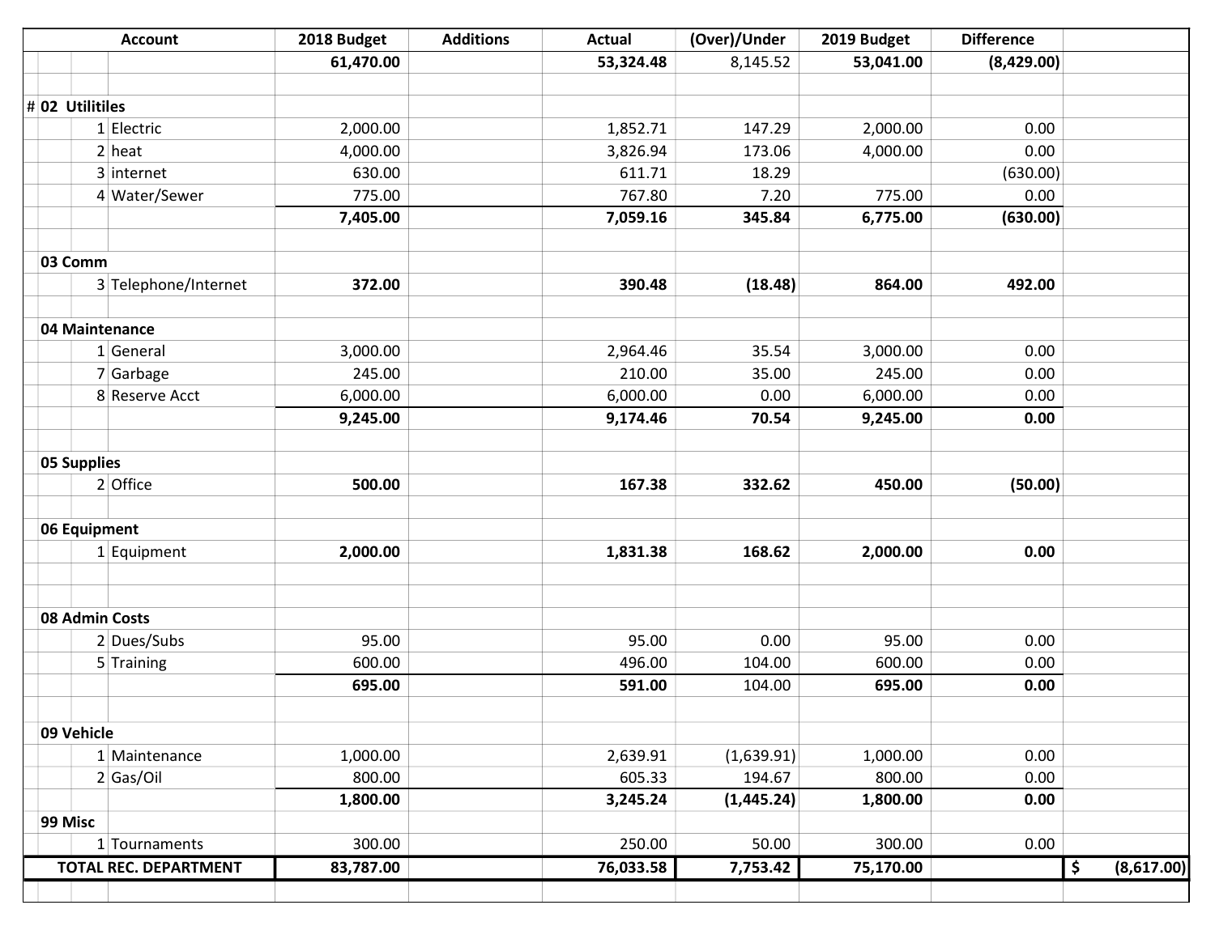| Account | 2018 Budget | Additions | Actual | (Over)/Under | 2019 Budget | Difference | |
|---|---|---|---|---|---|---|---|
| | **61,470.00** | | **53,324.48** | 8,145.52 | **53,041.00** | **(8,429.00)** | |
| | | | | | | | |
| **# 02 Utilitiles** | | | | | | | |
| 1 Electric | 2,000.00 | | 1,852.71 | 147.29 | 2,000.00 | 0.00 | |
| 2 heat | 4,000.00 | | 3,826.94 | 173.06 | 4,000.00 | 0.00 | |
| 3 internet | 630.00 | | 611.71 | 18.29 | | (630.00) | |
| 4 Water/Sewer | 775.00 | | 767.80 | 7.20 | 775.00 | 0.00 | |
| | **7,405.00** | | **7,059.16** | **345.84** | **6,775.00** | **(630.00)** | |
| | | | | | | | |
| **03 Comm** | | | | | | | |
| 3 Telephone/Internet | **372.00** | | **390.48** | **(18.48)** | **864.00** | **492.00** | |
| | | | | | | | |
| **04 Maintenance** | | | | | | | |
| 1 General | 3,000.00 | | 2,964.46 | 35.54 | 3,000.00 | 0.00 | |
| 7 Garbage | 245.00 | | 210.00 | 35.00 | 245.00 | 0.00 | |
| 8 Reserve Acct | 6,000.00 | | 6,000.00 | 0.00 | 6,000.00 | 0.00 | |
| | **9,245.00** | | **9,174.46** | **70.54** | **9,245.00** | **0.00** | |
| | | | | | | | |
| **05 Supplies** | | | | | | | |
| 2 Office | **500.00** | | **167.38** | **332.62** | **450.00** | **(50.00)** | |
| | | | | | | | |
| **06 Equipment** | | | | | | | |
| 1 Equipment | **2,000.00** | | **1,831.38** | **168.62** | **2,000.00** | **0.00** | |
| | | | | | | | |
| **08 Admin Costs** | | | | | | | |
| 2 Dues/Subs | 95.00 | | 95.00 | 0.00 | 95.00 | 0.00 | |
| 5 Training | 600.00 | | 496.00 | 104.00 | 600.00 | 0.00 | |
| | **695.00** | | **591.00** | 104.00 | **695.00** | **0.00** | |
| | | | | | | | |
| **09 Vehicle** | | | | | | | |
| 1 Maintenance | 1,000.00 | | 2,639.91 | (1,639.91) | 1,000.00 | 0.00 | |
| 2 Gas/Oil | 800.00 | | 605.33 | 194.67 | 800.00 | 0.00 | |
| | **1,800.00** | | **3,245.24** | **(1,445.24)** | **1,800.00** | **0.00** | |
| **99 Misc** | | | | | | | |
| 1 Tournaments | 300.00 | | 250.00 | 50.00 | 300.00 | 0.00 | |
| **TOTAL REC. DEPARTMENT** | **83,787.00** | | **76,033.58** | **7,753.42** | **75,170.00** | | **$ (8,617.00)** |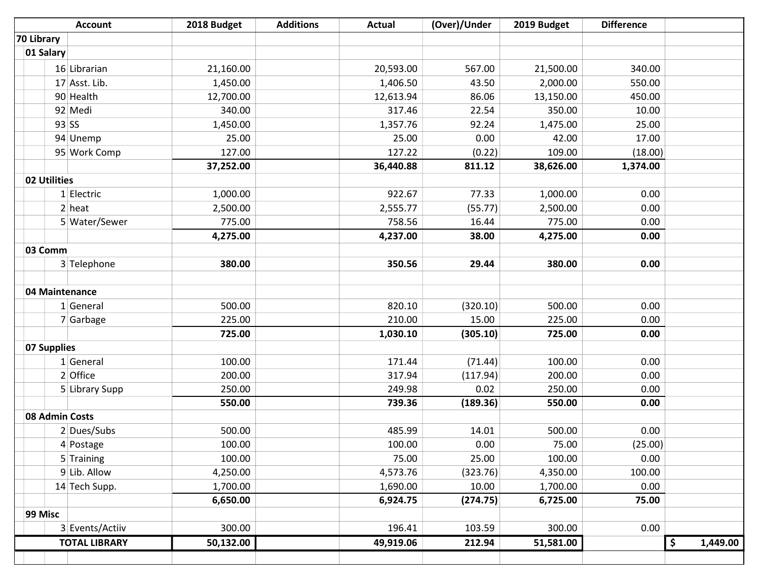| Account | 2018 Budget | Additions | Actual | (Over)/Under | 2019 Budget | Difference | |
|---|---|---|---|---|---|---|---|
| **70 Library** | | | | | | | |
| **01 Salary** | | | | | | | |
| 16 Librarian | 21,160.00 | | 20,593.00 | 567.00 | 21,500.00 | 340.00 | |
| 17 Asst. Lib. | 1,450.00 | | 1,406.50 | 43.50 | 2,000.00 | 550.00 | |
| 90 Health | 12,700.00 | | 12,613.94 | 86.06 | 13,150.00 | 450.00 | |
| 92 Medi | 340.00 | | 317.46 | 22.54 | 350.00 | 10.00 | |
| 93 SS | 1,450.00 | | 1,357.76 | 92.24 | 1,475.00 | 25.00 | |
| 94 Unemp | 25.00 | | 25.00 | 0.00 | 42.00 | 17.00 | |
| 95 Work Comp | 127.00 | | 127.22 | (0.22) | 109.00 | (18.00) | |
| | **37,252.00** | | **36,440.88** | **811.12** | **38,626.00** | **1,374.00** | |
| **02 Utilities** | | | | | | | |
| 1 Electric | 1,000.00 | | 922.67 | 77.33 | 1,000.00 | 0.00 | |
| 2 heat | 2,500.00 | | 2,555.77 | (55.77) | 2,500.00 | 0.00 | |
| 5 Water/Sewer | 775.00 | | 758.56 | 16.44 | 775.00 | 0.00 | |
| | **4,275.00** | | **4,237.00** | **38.00** | **4,275.00** | **0.00** | |
| **03 Comm** | | | | | | | |
| 3 Telephone | **380.00** | | **350.56** | **29.44** | **380.00** | **0.00** | |
| | | | | | | | |
| **04 Maintenance** | | | | | | | |
| 1 General | 500.00 | | 820.10 | (320.10) | 500.00 | 0.00 | |
| 7 Garbage | 225.00 | | 210.00 | 15.00 | 225.00 | 0.00 | |
| | **725.00** | | **1,030.10** | **(305.10)** | **725.00** | **0.00** | |
| **07 Supplies** | | | | | | | |
| 1 General | 100.00 | | 171.44 | (71.44) | 100.00 | 0.00 | |
| 2 Office | 200.00 | | 317.94 | (117.94) | 200.00 | 0.00 | |
| 5 Library Supp | 250.00 | | 249.98 | 0.02 | 250.00 | 0.00 | |
| | **550.00** | | **739.36** | **(189.36)** | **550.00** | **0.00** | |
| **08 Admin Costs** | | | | | | | |
| 2 Dues/Subs | 500.00 | | 485.99 | 14.01 | 500.00 | 0.00 | |
| 4 Postage | 100.00 | | 100.00 | 0.00 | 75.00 | (25.00) | |
| 5 Training | 100.00 | | 75.00 | 25.00 | 100.00 | 0.00 | |
| 9 Lib. Allow | 4,250.00 | | 4,573.76 | (323.76) | 4,350.00 | 100.00 | |
| 14 Tech Supp. | 1,700.00 | | 1,690.00 | 10.00 | 1,700.00 | 0.00 | |
| | **6,650.00** | | **6,924.75** | **(274.75)** | **6,725.00** | **75.00** | |
| **99 Misc** | | | | | | | |
| 3 Events/Actiiv | 300.00 | | 196.41 | 103.59 | 300.00 | 0.00 | |
| **TOTAL LIBRARY** | **50,132.00** | | **49,919.06** | **212.94** | **51,581.00** | | **$ 1,449.00** |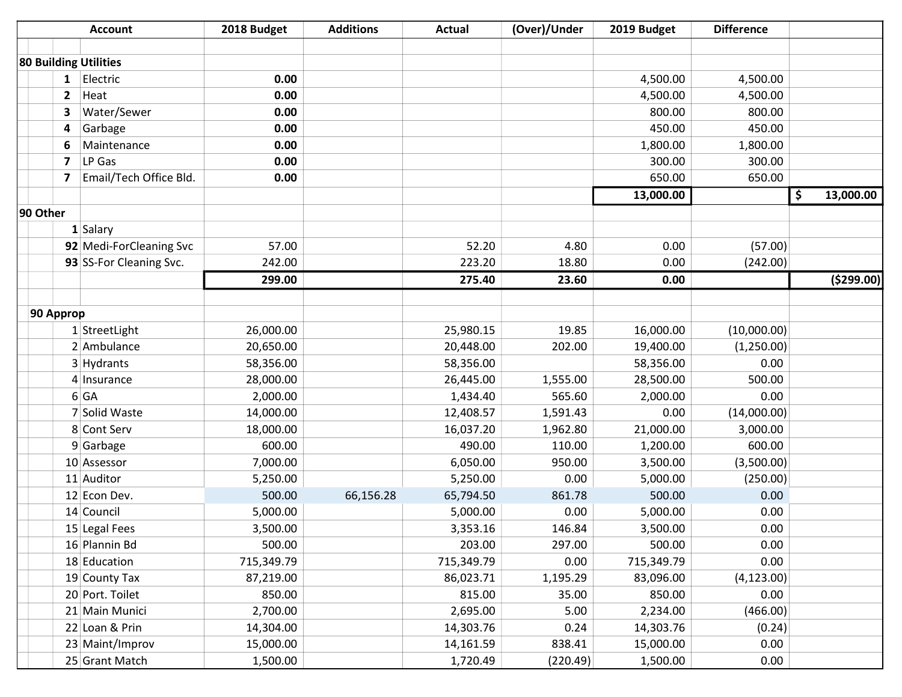| Account | | | 2018 Budget | Additions | Actual | (Over)/Under | 2019 Budget | Difference | |
|---|---|---|---|---|---|---|---|---|---|
| **80 Building Utilities** | | | | | | | | | |
| | **1** | Electric | **0.00** | | | | 4,500.00 | 4,500.00 | |
| | **2** | Heat | **0.00** | | | | 4,500.00 | 4,500.00 | |
| | **3** | Water/Sewer | **0.00** | | | | 800.00 | 800.00 | |
| | **4** | Garbage | **0.00** | | | | 450.00 | 450.00 | |
| | **6** | Maintenance | **0.00** | | | | 1,800.00 | 1,800.00 | |
| | **7** | LP Gas | **0.00** | | | | 300.00 | 300.00 | |
| | **7** | Email/Tech Office Bld. | **0.00** | | | | 650.00 | 650.00 | |
| | | | | | | | **13,000.00** | | **$ 13,000.00** |
| **90 Other** | | | | | | | | | |
| | **1** | Salary | | | | | | | |
| | **92** | Medi-ForCleaning Svc | 57.00 | | 52.20 | 4.80 | 0.00 | (57.00) | |
| | **93** | SS-For Cleaning Svc. | 242.00 | | 223.20 | 18.80 | 0.00 | (242.00) | |
| | | | **299.00** | | **275.40** | **23.60** | **0.00** | | **($299.00)** |
| **90 Approp** | | | | | | | | | |
| | 1 | StreetLight | 26,000.00 | | 25,980.15 | 19.85 | 16,000.00 | (10,000.00) | |
| | 2 | Ambulance | 20,650.00 | | 20,448.00 | 202.00 | 19,400.00 | (1,250.00) | |
| | 3 | Hydrants | 58,356.00 | | 58,356.00 | | 58,356.00 | 0.00 | |
| | 4 | Insurance | 28,000.00 | | 26,445.00 | 1,555.00 | 28,500.00 | 500.00 | |
| | 6 | GA | 2,000.00 | | 1,434.40 | 565.60 | 2,000.00 | 0.00 | |
| | 7 | Solid Waste | 14,000.00 | | 12,408.57 | 1,591.43 | 0.00 | (14,000.00) | |
| | 8 | Cont Serv | 18,000.00 | | 16,037.20 | 1,962.80 | 21,000.00 | 3,000.00 | |
| | 9 | Garbage | 600.00 | | 490.00 | 110.00 | 1,200.00 | 600.00 | |
| | 10 | Assessor | 7,000.00 | | 6,050.00 | 950.00 | 3,500.00 | (3,500.00) | |
| | 11 | Auditor | 5,250.00 | | 5,250.00 | 0.00 | 5,000.00 | (250.00) | |
| | 12 | Econ Dev. | 500.00 | 66,156.28 | 65,794.50 | 861.78 | 500.00 | 0.00 | |
| | 14 | Council | 5,000.00 | | 5,000.00 | 0.00 | 5,000.00 | 0.00 | |
| | 15 | Legal Fees | 3,500.00 | | 3,353.16 | 146.84 | 3,500.00 | 0.00 | |
| | 16 | Plannin Bd | 500.00 | | 203.00 | 297.00 | 500.00 | 0.00 | |
| | 18 | Education | 715,349.79 | | 715,349.79 | 0.00 | 715,349.79 | 0.00 | |
| | 19 | County Tax | 87,219.00 | | 86,023.71 | 1,195.29 | 83,096.00 | (4,123.00) | |
| | 20 | Port. Toilet | 850.00 | | 815.00 | 35.00 | 850.00 | 0.00 | |
| | 21 | Main Munici | 2,700.00 | | 2,695.00 | 5.00 | 2,234.00 | (466.00) | |
| | 22 | Loan & Prin | 14,304.00 | | 14,303.76 | 0.24 | 14,303.76 | (0.24) | |
| | 23 | Maint/Improv | 15,000.00 | | 14,161.59 | 838.41 | 15,000.00 | 0.00 | |
| | 25 | Grant Match | 1,500.00 | | 1,720.49 | (220.49) | 1,500.00 | 0.00 | |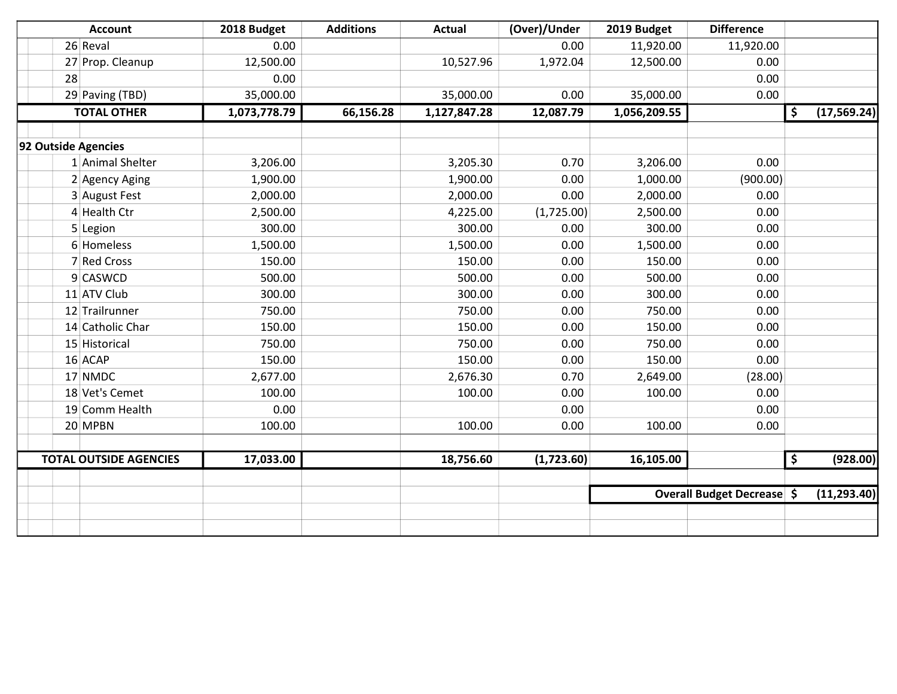| Account | | 2018 Budget | Additions | Actual | (Over)/Under | 2019 Budget | Difference | |
|---|---|---|---|---|---|---|---|---|
| 26 | Reval | 0.00 | | | 0.00 | 11,920.00 | 11,920.00 | |
| 27 | Prop. Cleanup | 12,500.00 | | 10,527.96 | 1,972.04 | 12,500.00 | 0.00 | |
| 28 | | 0.00 | | | | | 0.00 | |
| 29 | Paving (TBD) | 35,000.00 | | 35,000.00 | 0.00 | 35,000.00 | 0.00 | |
| **TOTAL OTHER** | | **1,073,778.79** | **66,156.28** | **1,127,847.28** | **12,087.79** | **1,056,209.55** | | **$ (17,569.24)** |
| | | | | | | | | |
| **92 Outside Agencies** | | | | | | | | |
| 1 | Animal Shelter | 3,206.00 | | 3,205.30 | 0.70 | 3,206.00 | 0.00 | |
| 2 | Agency Aging | 1,900.00 | | 1,900.00 | 0.00 | 1,000.00 | (900.00) | |
| 3 | August Fest | 2,000.00 | | 2,000.00 | 0.00 | 2,000.00 | 0.00 | |
| 4 | Health Ctr | 2,500.00 | | 4,225.00 | (1,725.00) | 2,500.00 | 0.00 | |
| 5 | Legion | 300.00 | | 300.00 | 0.00 | 300.00 | 0.00 | |
| 6 | Homeless | 1,500.00 | | 1,500.00 | 0.00 | 1,500.00 | 0.00 | |
| 7 | Red Cross | 150.00 | | 150.00 | 0.00 | 150.00 | 0.00 | |
| 9 | CASWCD | 500.00 | | 500.00 | 0.00 | 500.00 | 0.00 | |
| 11 | ATV Club | 300.00 | | 300.00 | 0.00 | 300.00 | 0.00 | |
| 12 | Trailrunner | 750.00 | | 750.00 | 0.00 | 750.00 | 0.00 | |
| 14 | Catholic Char | 150.00 | | 150.00 | 0.00 | 150.00 | 0.00 | |
| 15 | Historical | 750.00 | | 750.00 | 0.00 | 750.00 | 0.00 | |
| 16 | ACAP | 150.00 | | 150.00 | 0.00 | 150.00 | 0.00 | |
| 17 | NMDC | 2,677.00 | | 2,676.30 | 0.70 | 2,649.00 | (28.00) | |
| 18 | Vet's Cemet | 100.00 | | 100.00 | 0.00 | 100.00 | 0.00 | |
| 19 | Comm Health | 0.00 | | | 0.00 | | 0.00 | |
| 20 | MPBN | 100.00 | | 100.00 | 0.00 | 100.00 | 0.00 | |
| | | | | | | | | |
| **TOTAL OUTSIDE AGENCIES** | | **17,033.00** | | **18,756.60** | **(1,723.60)** | **16,105.00** | | **$ (928.00)** |
| | | | | | | | | |
| | | | | | | | **Overall Budget Decrease** | **$ (11,293.40)** |